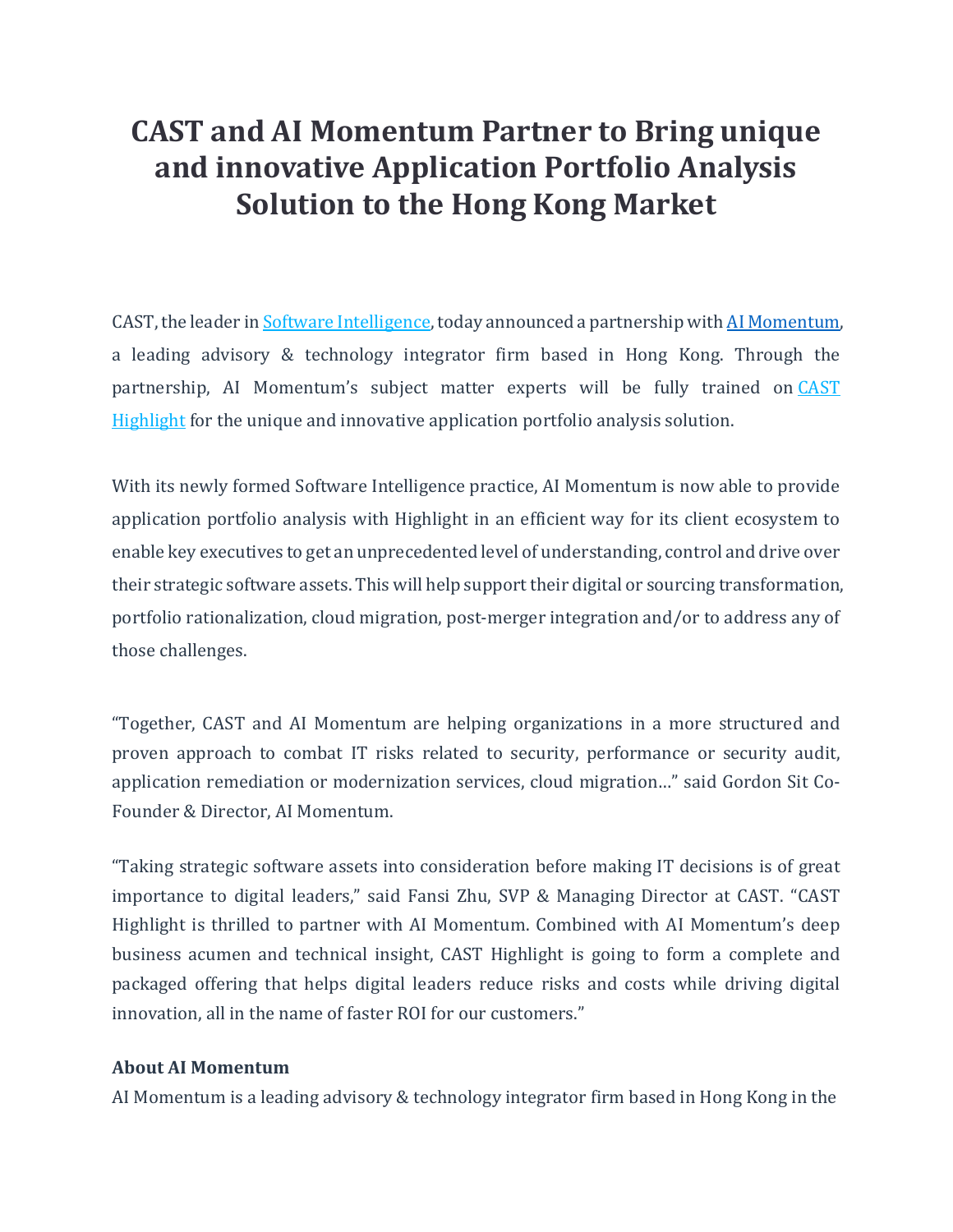# CAST and AI Momentum Partner to Bring unique and innovative Application Portfolio Analysis Solution to the Hong Kong Market

CAST, the leader in Software Intelligence, today announced a partnership with AI Momentum, a leading advisory & technology integrator firm based in Hong Kong. Through the partnership, AI Momentum's subject matter experts will be fully trained on CAST Highlight for the unique and innovative application portfolio analysis solution.

With its newly formed Software Intelligence practice, AI Momentum is now able to provide application portfolio analysis with Highlight in an efficient way for its client ecosystem to enable key executives to get an unprecedented level of understanding, control and drive over their strategic software assets. This will help support their digital or sourcing transformation, portfolio rationalization, cloud migration, post-merger integration and/or to address any of those challenges.

"Together, CAST and AI Momentum are helping organizations in a more structured and proven approach to combat IT risks related to security, performance or security audit, application remediation or modernization services, cloud migration…" said Gordon Sit Co-Founder & Director, AI Momentum.

"Taking strategic software assets into consideration before making IT decisions is of great importance to digital leaders," said Fansi Zhu, SVP & Managing Director at CAST. "CAST Highlight is thrilled to partner with AI Momentum. Combined with AI Momentum's deep business acumen and technical insight, CAST Highlight is going to form a complete and packaged offering that helps digital leaders reduce risks and costs while driving digital innovation, all in the name of faster ROI for our customers."

**About AI Momentum**

AI Momentum is a leading advisory & technology integrator firm based in Hong Kong in the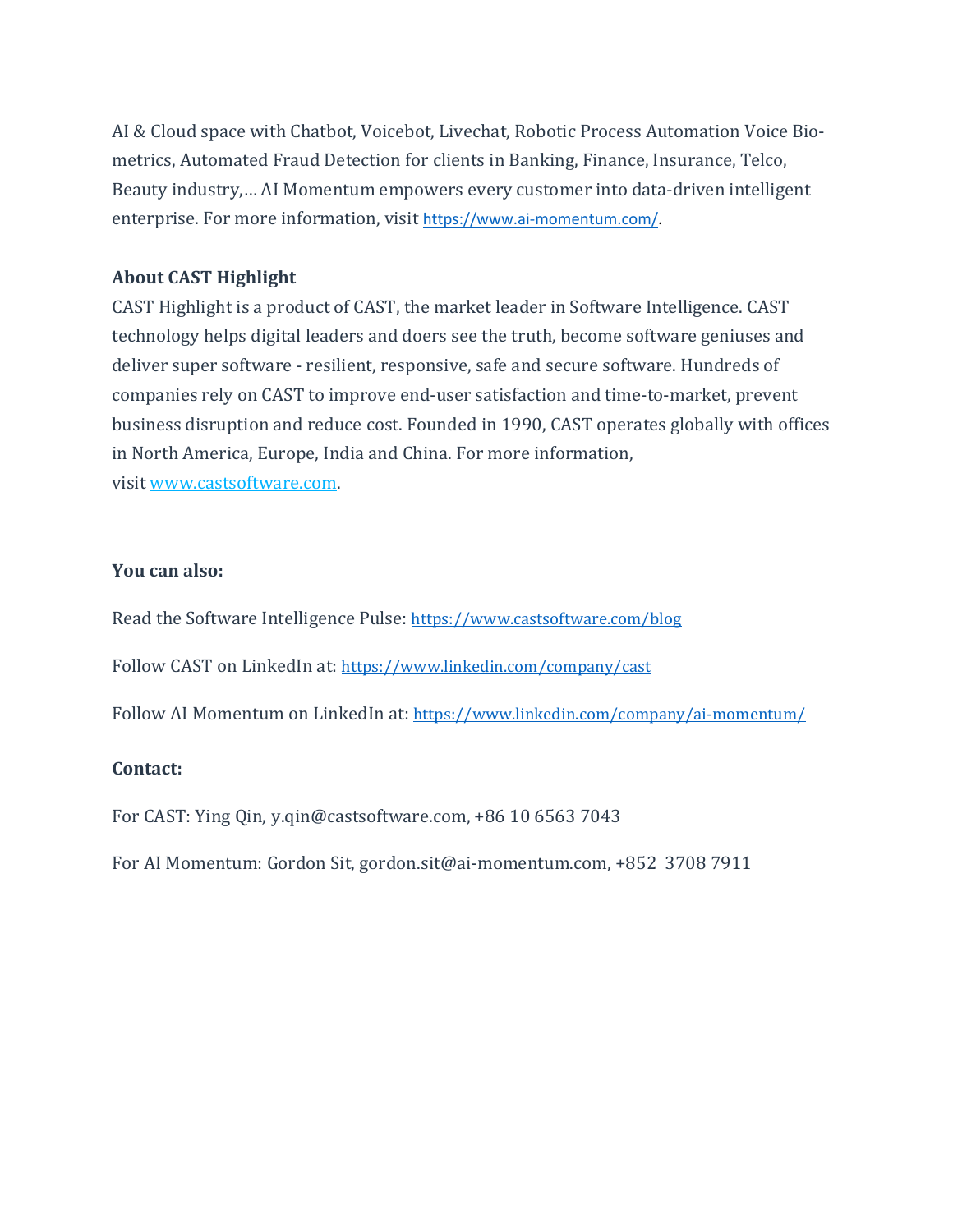AI & Cloud space with Chatbot, Voicebot, Livechat, Robotic Process Automation Voice Bio-metrics, Automated Fraud Detection for clients in Banking, Finance, Insurance, Telco, Beauty industry,… AI Momentum empowers every customer into data-driven intelligent enterprise. For more information, visit https://www.ai-momentum.com/.

**About CAST Highlight**

CAST Highlight is a product of CAST, the market leader in Software Intelligence. CAST technology helps digital leaders and doers see the truth, become software geniuses and deliver super software - resilient, responsive, safe and secure software. Hundreds of companies rely on CAST to improve end-user satisfaction and time-to-market, prevent business disruption and reduce cost. Founded in 1990, CAST operates globally with offices in North America, Europe, India and China. For more information, visit www.castsoftware.com.

**You can also:**

Read the Software Intelligence Pulse: https://www.castsoftware.com/blog

Follow CAST on LinkedIn at: https://www.linkedin.com/company/cast

Follow AI Momentum on LinkedIn at: https://www.linkedin.com/company/ai-momentum/

**Contact:**

For CAST: Ying Qin, y.qin@castsoftware.com, +86 10 6563 7043

For AI Momentum: Gordon Sit, gordon.sit@ai-momentum.com, +852 3708 7911